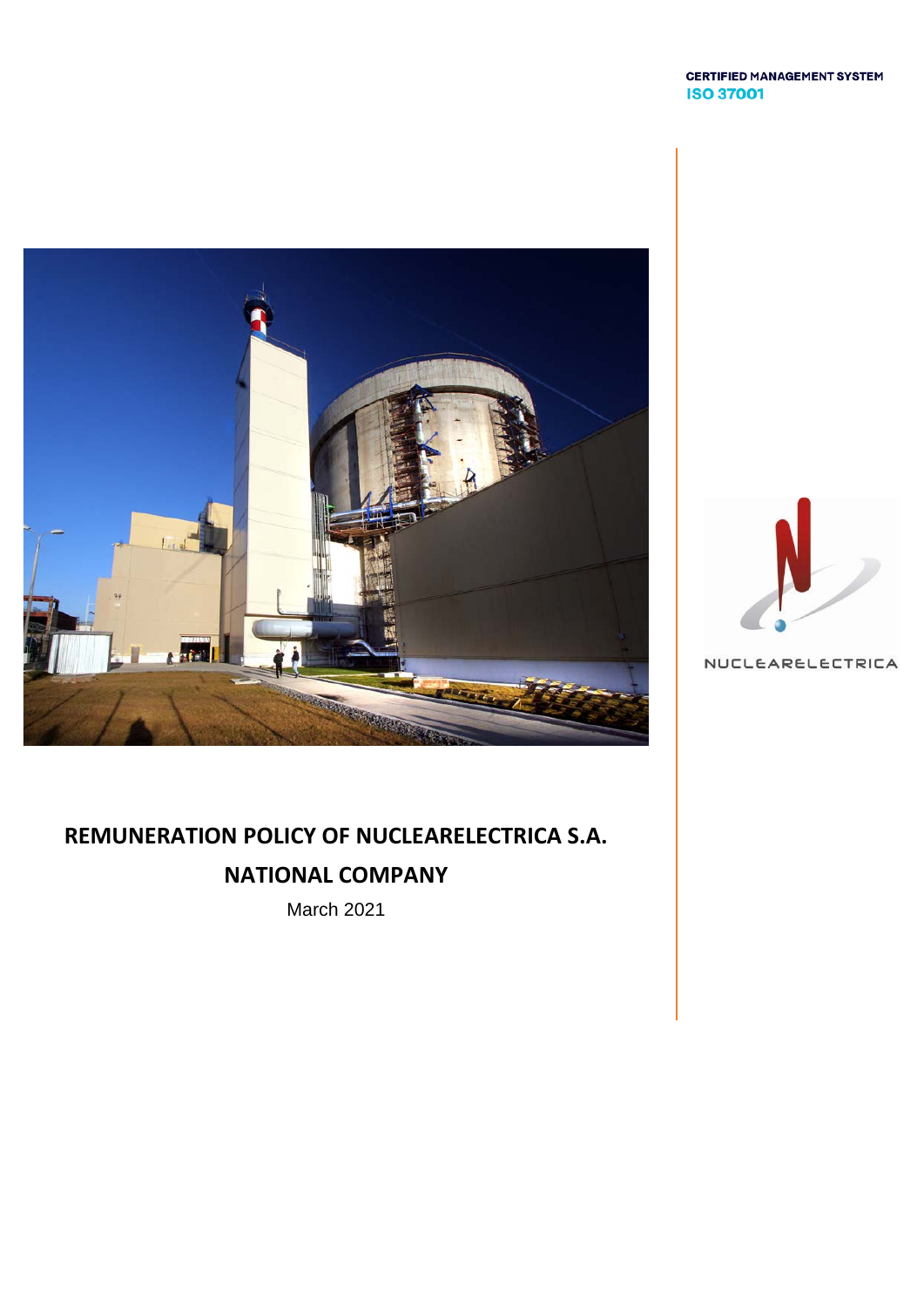CERTIFIED MANAGEMENT SYSTEM
ISO 37001

NUCLEARELECTRICA

# REMUNERATION POLICY OF NUCLEARELECTRICA S.A. NATIONAL COMPANY

March 2021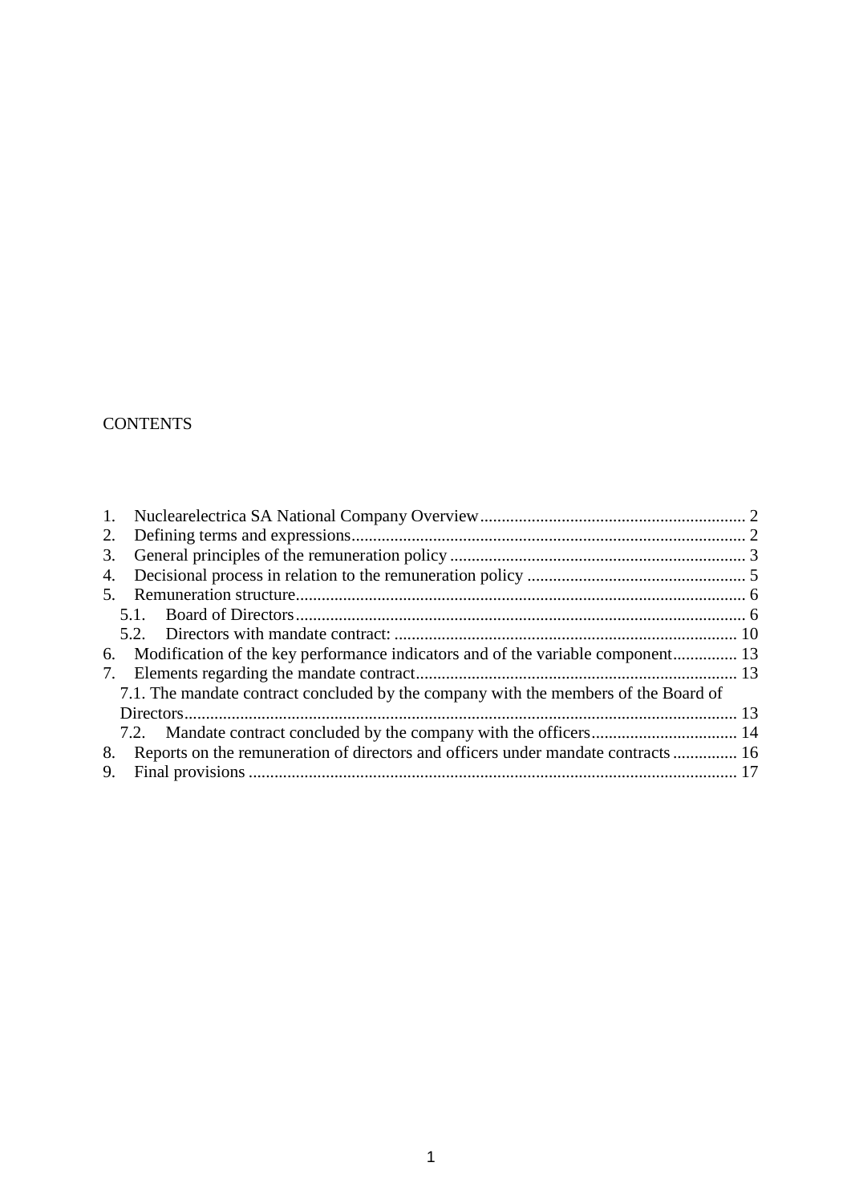CONTENTS

1. Nuclearelectrica SA National Company Overview ........ 2
2. Defining terms and expressions ........ 2
3. General principles of the remuneration policy ........ 3
4. Decisional process in relation to the remuneration policy ........ 5
5. Remuneration structure ........ 6
   - 5.1. Board of Directors ........ 6
   - 5.2. Directors with mandate contract: ........ 10
6. Modification of the key performance indicators and of the variable component ........ 13
7. Elements regarding the mandate contract ........ 13
   - 7.1. The mandate contract concluded by the company with the members of the Board of Directors ........ 13
   - 7.2. Mandate contract concluded by the company with the officers ........ 14
8. Reports on the remuneration of directors and officers under mandate contracts ........ 16
9. Final provisions ........ 17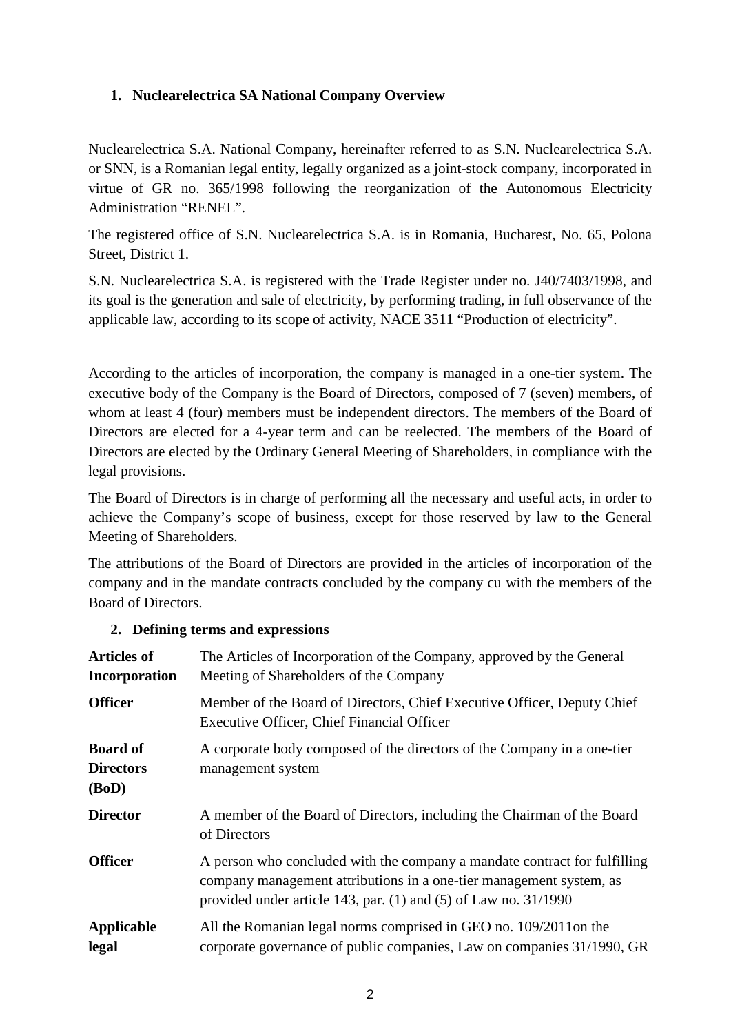## 1. Nuclearelectrica SA National Company Overview

Nuclearelectrica S.A. National Company, hereinafter referred to as S.N. Nuclearelectrica S.A. or SNN, is a Romanian legal entity, legally organized as a joint-stock company, incorporated in virtue of GR no. 365/1998 following the reorganization of the Autonomous Electricity Administration "RENEL".

The registered office of S.N. Nuclearelectrica S.A. is in Romania, Bucharest, No. 65, Polona Street, District 1.

S.N. Nuclearelectrica S.A. is registered with the Trade Register under no. J40/7403/1998, and its goal is the generation and sale of electricity, by performing trading, in full observance of the applicable law, according to its scope of activity, NACE 3511 "Production of electricity".

According to the articles of incorporation, the company is managed in a one-tier system. The executive body of the Company is the Board of Directors, composed of 7 (seven) members, of whom at least 4 (four) members must be independent directors. The members of the Board of Directors are elected for a 4-year term and can be reelected. The members of the Board of Directors are elected by the Ordinary General Meeting of Shareholders, in compliance with the legal provisions.

The Board of Directors is in charge of performing all the necessary and useful acts, in order to achieve the Company's scope of business, except for those reserved by law to the General Meeting of Shareholders.

The attributions of the Board of Directors are provided in the articles of incorporation of the company and in the mandate contracts concluded by the company cu with the members of the Board of Directors.

## 2. Defining terms and expressions

| | |
|---|---|
| **Articles of Incorporation** | The Articles of Incorporation of the Company, approved by the General Meeting of Shareholders of the Company |
| **Officer** | Member of the Board of Directors, Chief Executive Officer, Deputy Chief Executive Officer, Chief Financial Officer |
| **Board of Directors (BoD)** | A corporate body composed of the directors of the Company in a one-tier management system |
| **Director** | A member of the Board of Directors, including the Chairman of the Board of Directors |
| **Officer** | A person who concluded with the company a mandate contract for fulfilling company management attributions in a one-tier management system, as provided under article 143, par. (1) and (5) of Law no. 31/1990 |
| **Applicable legal** | All the Romanian legal norms comprised in GEO no. 109/2011on the corporate governance of public companies, Law on companies 31/1990, GR |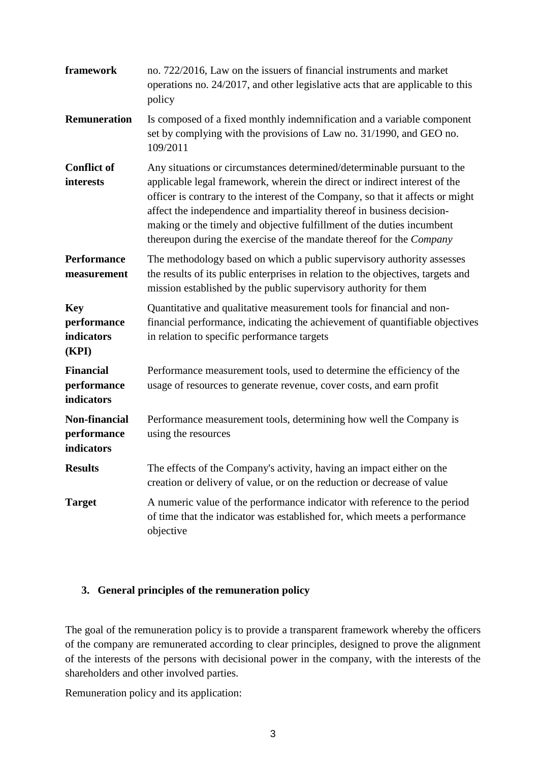| | |
|---|---|
| **framework** | no. 722/2016, Law on the issuers of financial instruments and market operations no. 24/2017, and other legislative acts that are applicable to this policy |
| **Remuneration** | Is composed of a fixed monthly indemnification and a variable component set by complying with the provisions of Law no. 31/1990, and GEO no. 109/2011 |
| **Conflict of interests** | Any situations or circumstances determined/determinable pursuant to the applicable legal framework, wherein the direct or indirect interest of the officer is contrary to the interest of the Company, so that it affects or might affect the independence and impartiality thereof in business decision-making or the timely and objective fulfillment of the duties incumbent thereupon during the exercise of the mandate thereof for the *Company* |
| **Performance measurement** | The methodology based on which a public supervisory authority assesses the results of its public enterprises in relation to the objectives, targets and mission established by the public supervisory authority for them |
| **Key performance indicators (KPI)** | Quantitative and qualitative measurement tools for financial and non-financial performance, indicating the achievement of quantifiable objectives in relation to specific performance targets |
| **Financial performance indicators** | Performance measurement tools, used to determine the efficiency of the usage of resources to generate revenue, cover costs, and earn profit |
| **Non-financial performance indicators** | Performance measurement tools, determining how well the Company is using the resources |
| **Results** | The effects of the Company's activity, having an impact either on the creation or delivery of value, or on the reduction or decrease of value |
| **Target** | A numeric value of the performance indicator with reference to the period of time that the indicator was established for, which meets a performance objective |

## 3. General principles of the remuneration policy

The goal of the remuneration policy is to provide a transparent framework whereby the officers of the company are remunerated according to clear principles, designed to prove the alignment of the interests of the persons with decisional power in the company, with the interests of the shareholders and other involved parties.

Remuneration policy and its application: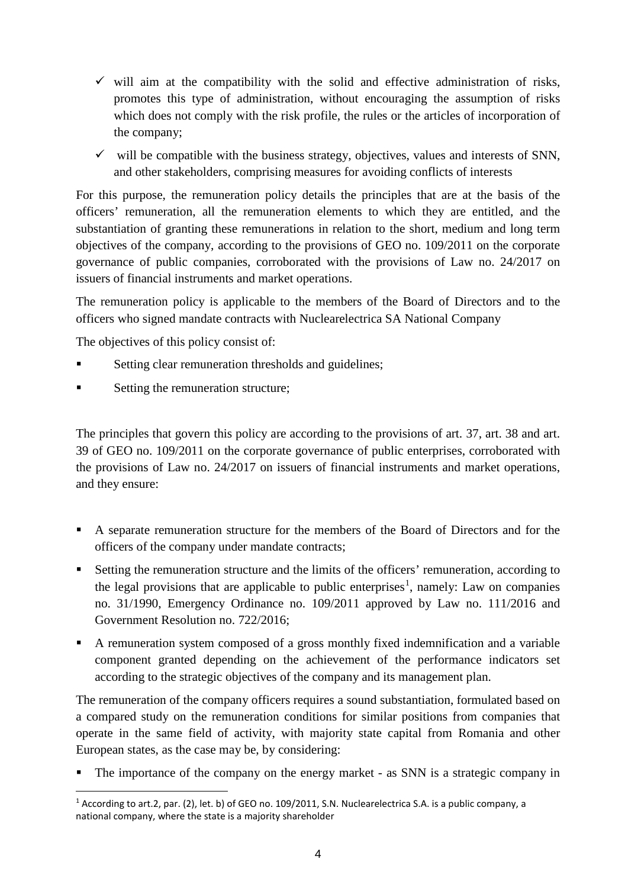- ✓ will aim at the compatibility with the solid and effective administration of risks, promotes this type of administration, without encouraging the assumption of risks which does not comply with the risk profile, the rules or the articles of incorporation of the company;
- ✓ will be compatible with the business strategy, objectives, values and interests of SNN, and other stakeholders, comprising measures for avoiding conflicts of interests

For this purpose, the remuneration policy details the principles that are at the basis of the officers' remuneration, all the remuneration elements to which they are entitled, and the substantiation of granting these remunerations in relation to the short, medium and long term objectives of the company, according to the provisions of GEO no. 109/2011 on the corporate governance of public companies, corroborated with the provisions of Law no. 24/2017 on issuers of financial instruments and market operations.

The remuneration policy is applicable to the members of the Board of Directors and to the officers who signed mandate contracts with Nuclearelectrica SA National Company

The objectives of this policy consist of:

- Setting clear remuneration thresholds and guidelines;
- Setting the remuneration structure;

The principles that govern this policy are according to the provisions of art. 37, art. 38 and art. 39 of GEO no. 109/2011 on the corporate governance of public enterprises, corroborated with the provisions of Law no. 24/2017 on issuers of financial instruments and market operations, and they ensure:

- A separate remuneration structure for the members of the Board of Directors and for the officers of the company under mandate contracts;
- Setting the remuneration structure and the limits of the officers' remuneration, according to the legal provisions that are applicable to public enterprises[1], namely: Law on companies no. 31/1990, Emergency Ordinance no. 109/2011 approved by Law no. 111/2016 and Government Resolution no. 722/2016;
- A remuneration system composed of a gross monthly fixed indemnification and a variable component granted depending on the achievement of the performance indicators set according to the strategic objectives of the company and its management plan.

The remuneration of the company officers requires a sound substantiation, formulated based on a compared study on the remuneration conditions for similar positions from companies that operate in the same field of activity, with majority state capital from Romania and other European states, as the case may be, by considering:

- The importance of the company on the energy market - as SNN is a strategic company in

[1] According to art.2, par. (2), let. b) of GEO no. 109/2011, S.N. Nuclearelectrica S.A. is a public company, a national company, where the state is a majority shareholder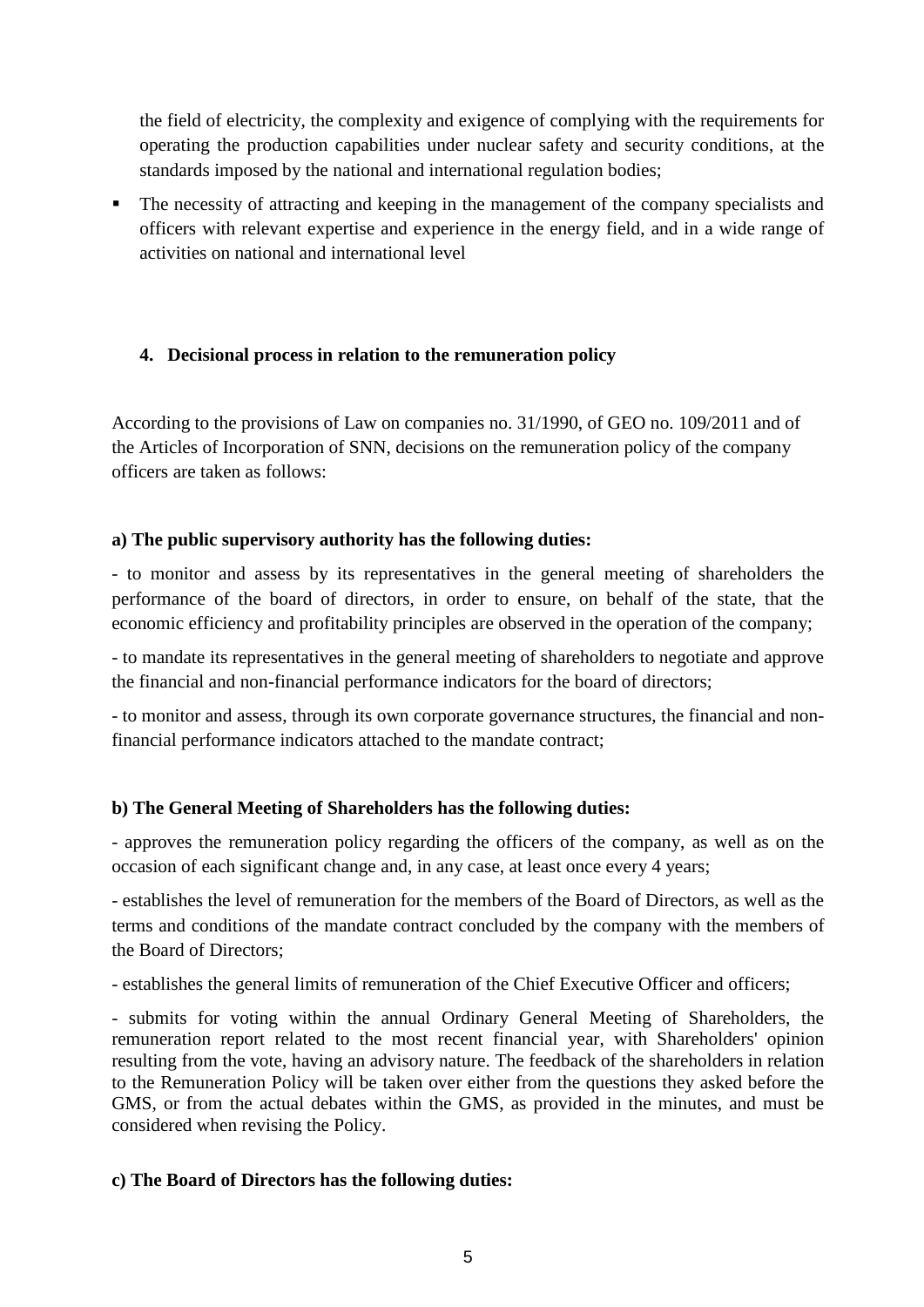the field of electricity, the complexity and exigence of complying with the requirements for operating the production capabilities under nuclear safety and security conditions, at the standards imposed by the national and international regulation bodies;

- The necessity of attracting and keeping in the management of the company specialists and officers with relevant expertise and experience in the energy field, and in a wide range of activities on national and international level

## 4. Decisional process in relation to the remuneration policy

According to the provisions of Law on companies no. 31/1990, of GEO no. 109/2011 and of the Articles of Incorporation of SNN, decisions on the remuneration policy of the company officers are taken as follows:

**a) The public supervisory authority has the following duties:**

- to monitor and assess by its representatives in the general meeting of shareholders the performance of the board of directors, in order to ensure, on behalf of the state, that the economic efficiency and profitability principles are observed in the operation of the company;

- to mandate its representatives in the general meeting of shareholders to negotiate and approve the financial and non-financial performance indicators for the board of directors;

- to monitor and assess, through its own corporate governance structures, the financial and non-financial performance indicators attached to the mandate contract;

**b) The General Meeting of Shareholders has the following duties:**

- approves the remuneration policy regarding the officers of the company, as well as on the occasion of each significant change and, in any case, at least once every 4 years;

- establishes the level of remuneration for the members of the Board of Directors, as well as the terms and conditions of the mandate contract concluded by the company with the members of the Board of Directors;

- establishes the general limits of remuneration of the Chief Executive Officer and officers;

- submits for voting within the annual Ordinary General Meeting of Shareholders, the remuneration report related to the most recent financial year, with Shareholders' opinion resulting from the vote, having an advisory nature. The feedback of the shareholders in relation to the Remuneration Policy will be taken over either from the questions they asked before the GMS, or from the actual debates within the GMS, as provided in the minutes, and must be considered when revising the Policy.

**c) The Board of Directors has the following duties:**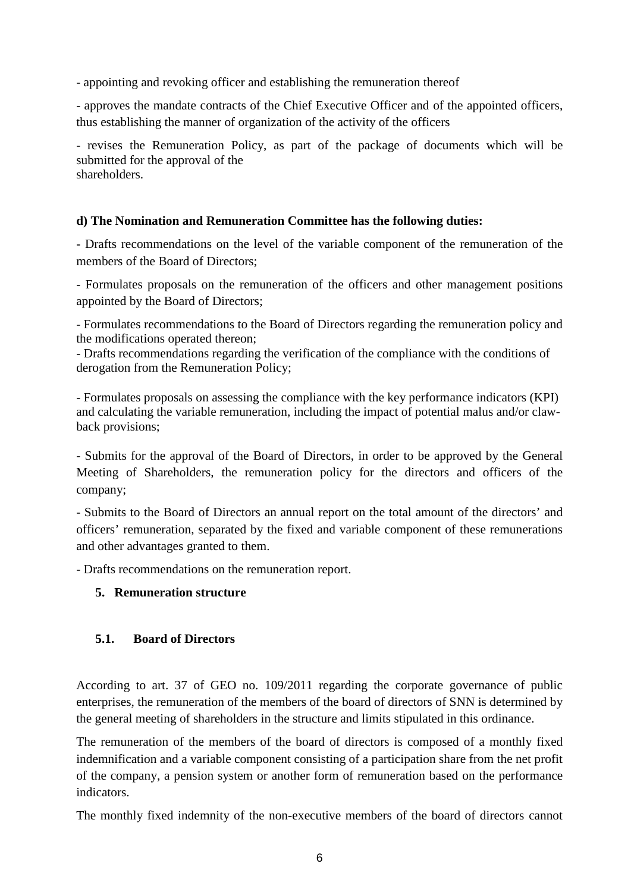- appointing and revoking officer and establishing the remuneration thereof

- approves the mandate contracts of the Chief Executive Officer and of the appointed officers, thus establishing the manner of organization of the activity of the officers

- revises the Remuneration Policy, as part of the package of documents which will be submitted for the approval of the shareholders.

**d) The Nomination and Remuneration Committee has the following duties:**

- Drafts recommendations on the level of the variable component of the remuneration of the members of the Board of Directors;

- Formulates proposals on the remuneration of the officers and other management positions appointed by the Board of Directors;

- Formulates recommendations to the Board of Directors regarding the remuneration policy and the modifications operated thereon;
- Drafts recommendations regarding the verification of the compliance with the conditions of derogation from the Remuneration Policy;

- Formulates proposals on assessing the compliance with the key performance indicators (KPI) and calculating the variable remuneration, including the impact of potential malus and/or claw-back provisions;

- Submits for the approval of the Board of Directors, in order to be approved by the General Meeting of Shareholders, the remuneration policy for the directors and officers of the company;

- Submits to the Board of Directors an annual report on the total amount of the directors' and officers' remuneration, separated by the fixed and variable component of these remunerations and other advantages granted to them.

- Drafts recommendations on the remuneration report.

## 5. Remuneration structure

### 5.1. Board of Directors

According to art. 37 of GEO no. 109/2011 regarding the corporate governance of public enterprises, the remuneration of the members of the board of directors of SNN is determined by the general meeting of shareholders in the structure and limits stipulated in this ordinance.

The remuneration of the members of the board of directors is composed of a monthly fixed indemnification and a variable component consisting of a participation share from the net profit of the company, a pension system or another form of remuneration based on the performance indicators.

The monthly fixed indemnity of the non-executive members of the board of directors cannot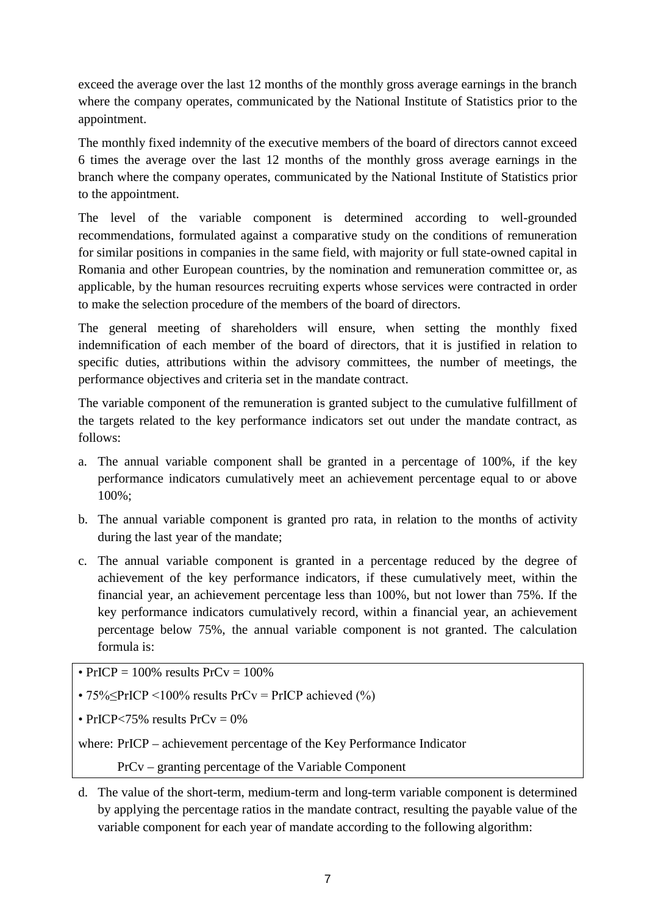exceed the average over the last 12 months of the monthly gross average earnings in the branch where the company operates, communicated by the National Institute of Statistics prior to the appointment.

The monthly fixed indemnity of the executive members of the board of directors cannot exceed 6 times the average over the last 12 months of the monthly gross average earnings in the branch where the company operates, communicated by the National Institute of Statistics prior to the appointment.

The level of the variable component is determined according to well-grounded recommendations, formulated against a comparative study on the conditions of remuneration for similar positions in companies in the same field, with majority or full state-owned capital in Romania and other European countries, by the nomination and remuneration committee or, as applicable, by the human resources recruiting experts whose services were contracted in order to make the selection procedure of the members of the board of directors.

The general meeting of shareholders will ensure, when setting the monthly fixed indemnification of each member of the board of directors, that it is justified in relation to specific duties, attributions within the advisory committees, the number of meetings, the performance objectives and criteria set in the mandate contract.

The variable component of the remuneration is granted subject to the cumulative fulfillment of the targets related to the key performance indicators set out under the mandate contract, as follows:

a. The annual variable component shall be granted in a percentage of 100%, if the key performance indicators cumulatively meet an achievement percentage equal to or above 100%;
b. The annual variable component is granted pro rata, in relation to the months of activity during the last year of the mandate;
c. The annual variable component is granted in a percentage reduced by the degree of achievement of the key performance indicators, if these cumulatively meet, within the financial year, an achievement percentage less than 100%, but not lower than 75%. If the key performance indicators cumulatively record, within a financial year, an achievement percentage below 75%, the annual variable component is not granted. The calculation formula is:

• PrICP = 100% results PrCv = 100%

• 75%≤PrICP <100% results PrCv = PrICP achieved (%)

• PrICP<75% results PrCv = 0%

where: PrICP – achievement percentage of the Key Performance Indicator

PrCv – granting percentage of the Variable Component

d. The value of the short-term, medium-term and long-term variable component is determined by applying the percentage ratios in the mandate contract, resulting the payable value of the variable component for each year of mandate according to the following algorithm: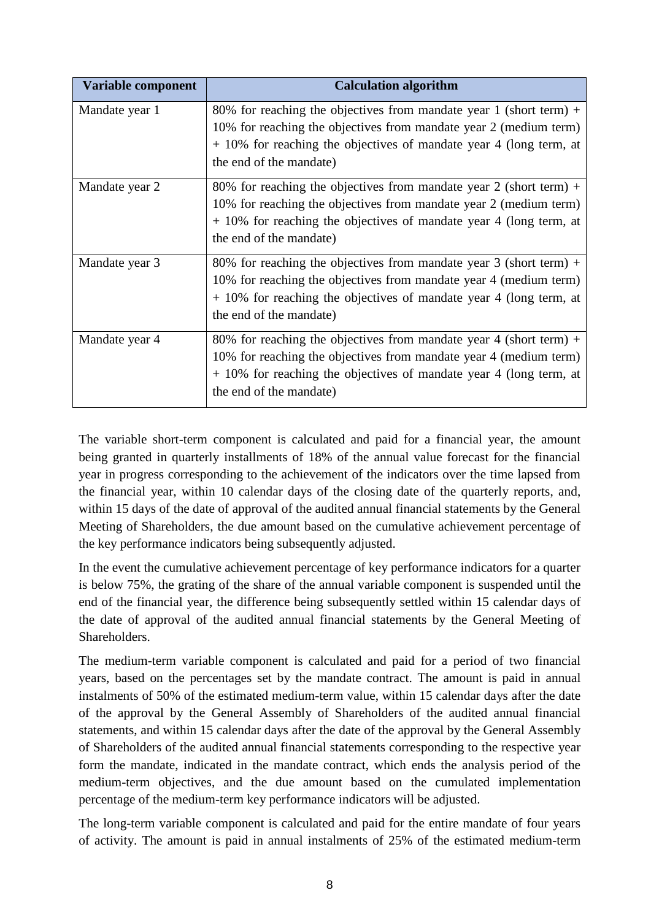| Variable component | Calculation algorithm |
| --- | --- |
| Mandate year 1 | 80% for reaching the objectives from mandate year 1 (short term) + 10% for reaching the objectives from mandate year 2 (medium term) + 10% for reaching the objectives of mandate year 4 (long term, at the end of the mandate) |
| Mandate year 2 | 80% for reaching the objectives from mandate year 2 (short term) + 10% for reaching the objectives from mandate year 2 (medium term) + 10% for reaching the objectives of mandate year 4 (long term, at the end of the mandate) |
| Mandate year 3 | 80% for reaching the objectives from mandate year 3 (short term) + 10% for reaching the objectives from mandate year 4 (medium term) + 10% for reaching the objectives of mandate year 4 (long term, at the end of the mandate) |
| Mandate year 4 | 80% for reaching the objectives from mandate year 4 (short term) + 10% for reaching the objectives from mandate year 4 (medium term) + 10% for reaching the objectives of mandate year 4 (long term, at the end of the mandate) |

The variable short-term component is calculated and paid for a financial year, the amount being granted in quarterly installments of 18% of the annual value forecast for the financial year in progress corresponding to the achievement of the indicators over the time lapsed from the financial year, within 10 calendar days of the closing date of the quarterly reports, and, within 15 days of the date of approval of the audited annual financial statements by the General Meeting of Shareholders, the due amount based on the cumulative achievement percentage of the key performance indicators being subsequently adjusted.

In the event the cumulative achievement percentage of key performance indicators for a quarter is below 75%, the grating of the share of the annual variable component is suspended until the end of the financial year, the difference being subsequently settled within 15 calendar days of the date of approval of the audited annual financial statements by the General Meeting of Shareholders.

The medium-term variable component is calculated and paid for a period of two financial years, based on the percentages set by the mandate contract. The amount is paid in annual instalments of 50% of the estimated medium-term value, within 15 calendar days after the date of the approval by the General Assembly of Shareholders of the audited annual financial statements, and within 15 calendar days after the date of the approval by the General Assembly of Shareholders of the audited annual financial statements corresponding to the respective year form the mandate, indicated in the mandate contract, which ends the analysis period of the medium-term objectives, and the due amount based on the cumulated implementation percentage of the medium-term key performance indicators will be adjusted.

The long-term variable component is calculated and paid for the entire mandate of four years of activity. The amount is paid in annual instalments of 25% of the estimated medium-term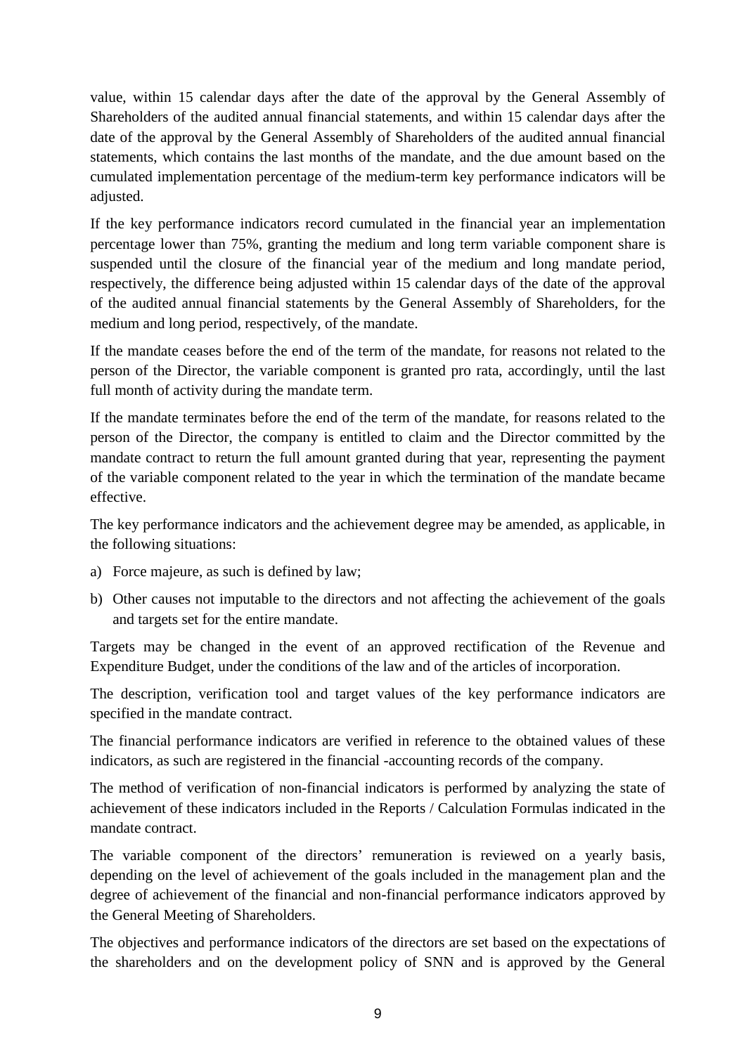value, within 15 calendar days after the date of the approval by the General Assembly of Shareholders of the audited annual financial statements, and within 15 calendar days after the date of the approval by the General Assembly of Shareholders of the audited annual financial statements, which contains the last months of the mandate, and the due amount based on the cumulated implementation percentage of the medium-term key performance indicators will be adjusted.

If the key performance indicators record cumulated in the financial year an implementation percentage lower than 75%, granting the medium and long term variable component share is suspended until the closure of the financial year of the medium and long mandate period, respectively, the difference being adjusted within 15 calendar days of the date of the approval of the audited annual financial statements by the General Assembly of Shareholders, for the medium and long period, respectively, of the mandate.

If the mandate ceases before the end of the term of the mandate, for reasons not related to the person of the Director, the variable component is granted pro rata, accordingly, until the last full month of activity during the mandate term.

If the mandate terminates before the end of the term of the mandate, for reasons related to the person of the Director, the company is entitled to claim and the Director committed by the mandate contract to return the full amount granted during that year, representing the payment of the variable component related to the year in which the termination of the mandate became effective.

The key performance indicators and the achievement degree may be amended, as applicable, in the following situations:

a) Force majeure, as such is defined by law;
b) Other causes not imputable to the directors and not affecting the achievement of the goals and targets set for the entire mandate.

Targets may be changed in the event of an approved rectification of the Revenue and Expenditure Budget, under the conditions of the law and of the articles of incorporation.

The description, verification tool and target values of the key performance indicators are specified in the mandate contract.

The financial performance indicators are verified in reference to the obtained values of these indicators, as such are registered in the financial -accounting records of the company.

The method of verification of non-financial indicators is performed by analyzing the state of achievement of these indicators included in the Reports / Calculation Formulas indicated in the mandate contract.

The variable component of the directors' remuneration is reviewed on a yearly basis, depending on the level of achievement of the goals included in the management plan and the degree of achievement of the financial and non-financial performance indicators approved by the General Meeting of Shareholders.

The objectives and performance indicators of the directors are set based on the expectations of the shareholders and on the development policy of SNN and is approved by the General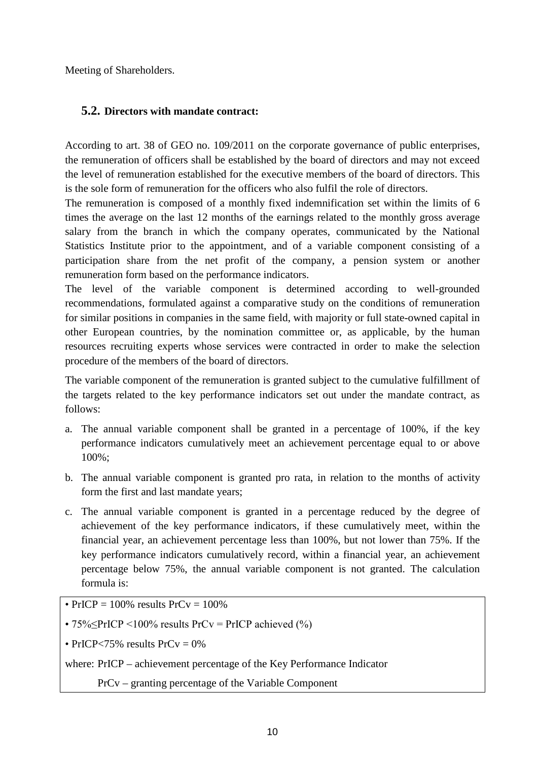Meeting of Shareholders.

## 5.2. Directors with mandate contract:

According to art. 38 of GEO no. 109/2011 on the corporate governance of public enterprises, the remuneration of officers shall be established by the board of directors and may not exceed the level of remuneration established for the executive members of the board of directors. This is the sole form of remuneration for the officers who also fulfil the role of directors.

The remuneration is composed of a monthly fixed indemnification set within the limits of 6 times the average on the last 12 months of the earnings related to the monthly gross average salary from the branch in which the company operates, communicated by the National Statistics Institute prior to the appointment, and of a variable component consisting of a participation share from the net profit of the company, a pension system or another remuneration form based on the performance indicators.

The level of the variable component is determined according to well-grounded recommendations, formulated against a comparative study on the conditions of remuneration for similar positions in companies in the same field, with majority or full state-owned capital in other European countries, by the nomination committee or, as applicable, by the human resources recruiting experts whose services were contracted in order to make the selection procedure of the members of the board of directors.

The variable component of the remuneration is granted subject to the cumulative fulfillment of the targets related to the key performance indicators set out under the mandate contract, as follows:

a. The annual variable component shall be granted in a percentage of 100%, if the key performance indicators cumulatively meet an achievement percentage equal to or above 100%;

b. The annual variable component is granted pro rata, in relation to the months of activity form the first and last mandate years;

c. The annual variable component is granted in a percentage reduced by the degree of achievement of the key performance indicators, if these cumulatively meet, within the financial year, an achievement percentage less than 100%, but not lower than 75%. If the key performance indicators cumulatively record, within a financial year, an achievement percentage below 75%, the annual variable component is not granted. The calculation formula is:

- PrICP = 100% results PrCv = 100%
- 75%≤PrICP <100% results PrCv = PrICP achieved (%)
- PrICP<75% results PrCv = 0%

where: PrICP – achievement percentage of the Key Performance Indicator

PrCv – granting percentage of the Variable Component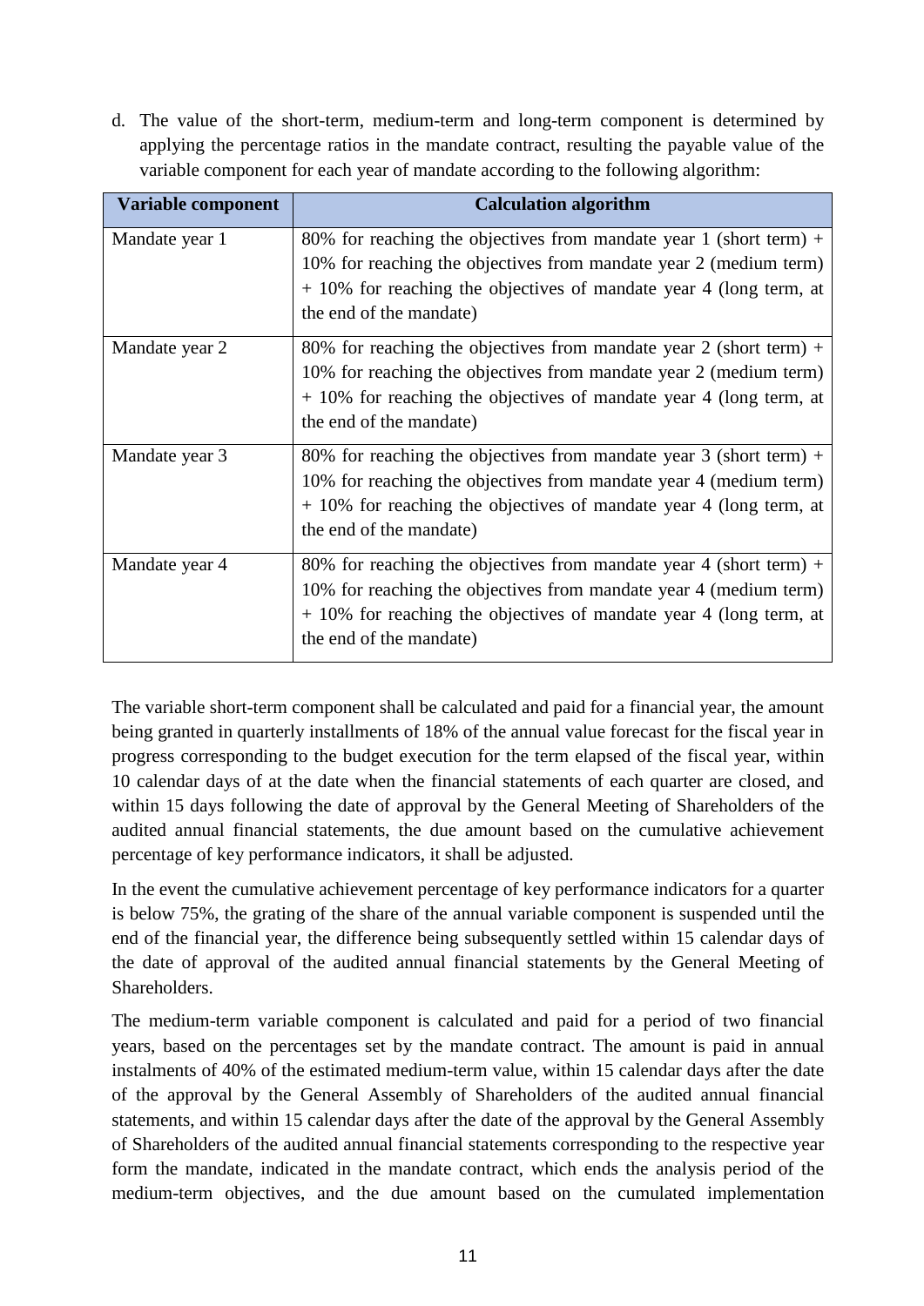d. The value of the short-term, medium-term and long-term component is determined by applying the percentage ratios in the mandate contract, resulting the payable value of the variable component for each year of mandate according to the following algorithm:

| Variable component | Calculation algorithm |
|---|---|
| Mandate year 1 | 80% for reaching the objectives from mandate year 1 (short term) + 10% for reaching the objectives from mandate year 2 (medium term) + 10% for reaching the objectives of mandate year 4 (long term, at the end of the mandate) |
| Mandate year 2 | 80% for reaching the objectives from mandate year 2 (short term) + 10% for reaching the objectives from mandate year 2 (medium term) + 10% for reaching the objectives of mandate year 4 (long term, at the end of the mandate) |
| Mandate year 3 | 80% for reaching the objectives from mandate year 3 (short term) + 10% for reaching the objectives from mandate year 4 (medium term) + 10% for reaching the objectives of mandate year 4 (long term, at the end of the mandate) |
| Mandate year 4 | 80% for reaching the objectives from mandate year 4 (short term) + 10% for reaching the objectives from mandate year 4 (medium term) + 10% for reaching the objectives of mandate year 4 (long term, at the end of the mandate) |

The variable short-term component shall be calculated and paid for a financial year, the amount being granted in quarterly installments of 18% of the annual value forecast for the fiscal year in progress corresponding to the budget execution for the term elapsed of the fiscal year, within 10 calendar days of at the date when the financial statements of each quarter are closed, and within 15 days following the date of approval by the General Meeting of Shareholders of the audited annual financial statements, the due amount based on the cumulative achievement percentage of key performance indicators, it shall be adjusted.

In the event the cumulative achievement percentage of key performance indicators for a quarter is below 75%, the grating of the share of the annual variable component is suspended until the end of the financial year, the difference being subsequently settled within 15 calendar days of the date of approval of the audited annual financial statements by the General Meeting of Shareholders.

The medium-term variable component is calculated and paid for a period of two financial years, based on the percentages set by the mandate contract. The amount is paid in annual instalments of 40% of the estimated medium-term value, within 15 calendar days after the date of the approval by the General Assembly of Shareholders of the audited annual financial statements, and within 15 calendar days after the date of the approval by the General Assembly of Shareholders of the audited annual financial statements corresponding to the respective year form the mandate, indicated in the mandate contract, which ends the analysis period of the medium-term objectives, and the due amount based on the cumulated implementation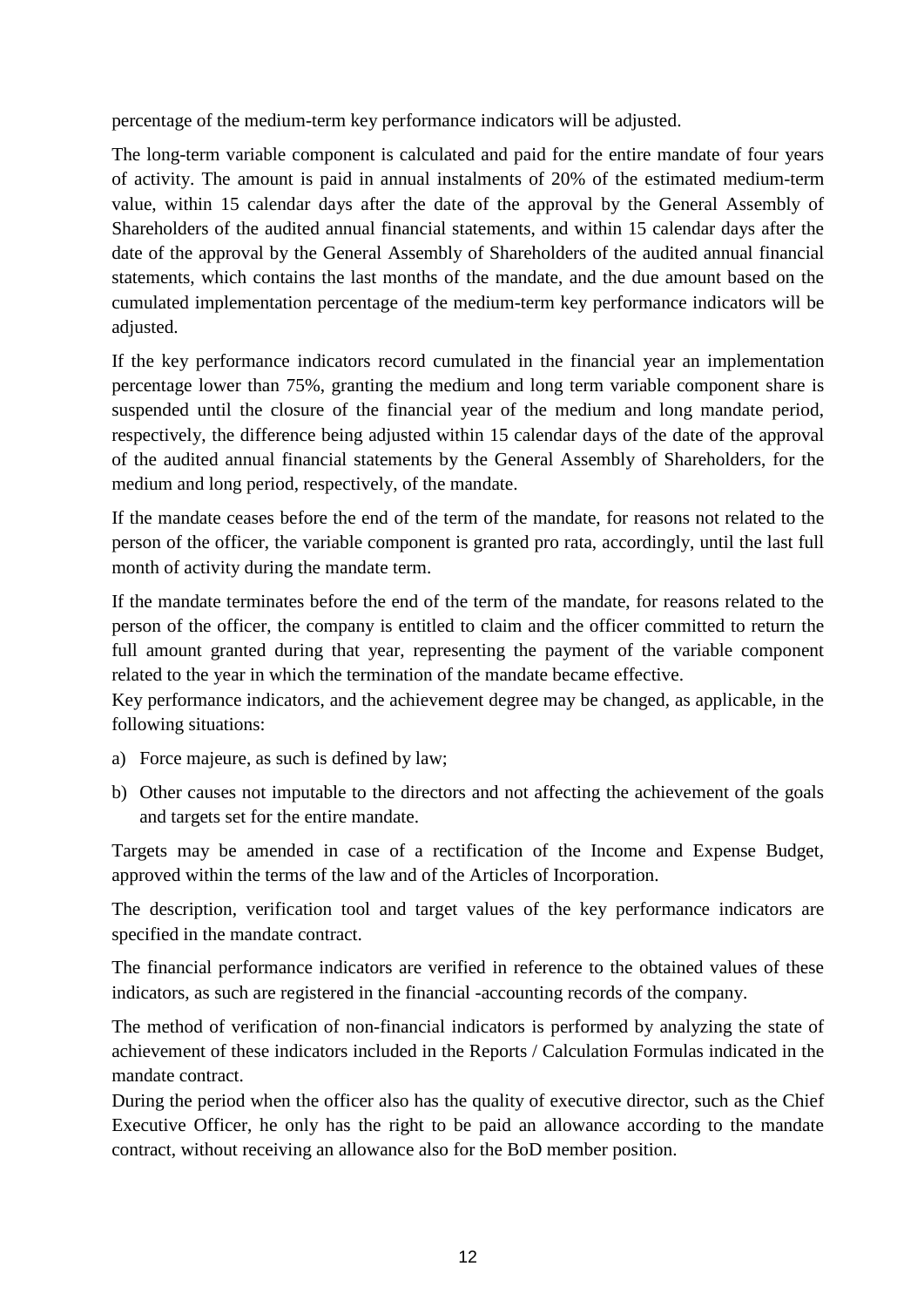percentage of the medium-term key performance indicators will be adjusted.

The long-term variable component is calculated and paid for the entire mandate of four years of activity. The amount is paid in annual instalments of 20% of the estimated medium-term value, within 15 calendar days after the date of the approval by the General Assembly of Shareholders of the audited annual financial statements, and within 15 calendar days after the date of the approval by the General Assembly of Shareholders of the audited annual financial statements, which contains the last months of the mandate, and the due amount based on the cumulated implementation percentage of the medium-term key performance indicators will be adjusted.

If the key performance indicators record cumulated in the financial year an implementation percentage lower than 75%, granting the medium and long term variable component share is suspended until the closure of the financial year of the medium and long mandate period, respectively, the difference being adjusted within 15 calendar days of the date of the approval of the audited annual financial statements by the General Assembly of Shareholders, for the medium and long period, respectively, of the mandate.

If the mandate ceases before the end of the term of the mandate, for reasons not related to the person of the officer, the variable component is granted pro rata, accordingly, until the last full month of activity during the mandate term.

If the mandate terminates before the end of the term of the mandate, for reasons related to the person of the officer, the company is entitled to claim and the officer committed to return the full amount granted during that year, representing the payment of the variable component related to the year in which the termination of the mandate became effective.

Key performance indicators, and the achievement degree may be changed, as applicable, in the following situations:

a) Force majeure, as such is defined by law;

b) Other causes not imputable to the directors and not affecting the achievement of the goals and targets set for the entire mandate.

Targets may be amended in case of a rectification of the Income and Expense Budget, approved within the terms of the law and of the Articles of Incorporation.

The description, verification tool and target values of the key performance indicators are specified in the mandate contract.

The financial performance indicators are verified in reference to the obtained values of these indicators, as such are registered in the financial -accounting records of the company.

The method of verification of non-financial indicators is performed by analyzing the state of achievement of these indicators included in the Reports / Calculation Formulas indicated in the mandate contract.

During the period when the officer also has the quality of executive director, such as the Chief Executive Officer, he only has the right to be paid an allowance according to the mandate contract, without receiving an allowance also for the BoD member position.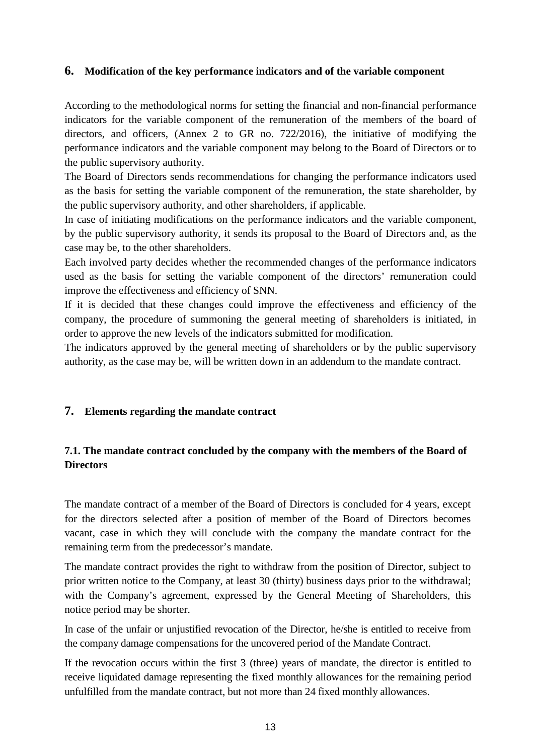## 6. Modification of the key performance indicators and of the variable component

According to the methodological norms for setting the financial and non-financial performance indicators for the variable component of the remuneration of the members of the board of directors, and officers, (Annex 2 to GR no. 722/2016), the initiative of modifying the performance indicators and the variable component may belong to the Board of Directors or to the public supervisory authority.

The Board of Directors sends recommendations for changing the performance indicators used as the basis for setting the variable component of the remuneration, the state shareholder, by the public supervisory authority, and other shareholders, if applicable.

In case of initiating modifications on the performance indicators and the variable component, by the public supervisory authority, it sends its proposal to the Board of Directors and, as the case may be, to the other shareholders.

Each involved party decides whether the recommended changes of the performance indicators used as the basis for setting the variable component of the directors' remuneration could improve the effectiveness and efficiency of SNN.

If it is decided that these changes could improve the effectiveness and efficiency of the company, the procedure of summoning the general meeting of shareholders is initiated, in order to approve the new levels of the indicators submitted for modification.

The indicators approved by the general meeting of shareholders or by the public supervisory authority, as the case may be, will be written down in an addendum to the mandate contract.

## 7. Elements regarding the mandate contract

### 7.1. The mandate contract concluded by the company with the members of the Board of Directors

The mandate contract of a member of the Board of Directors is concluded for 4 years, except for the directors selected after a position of member of the Board of Directors becomes vacant, case in which they will conclude with the company the mandate contract for the remaining term from the predecessor's mandate.

The mandate contract provides the right to withdraw from the position of Director, subject to prior written notice to the Company, at least 30 (thirty) business days prior to the withdrawal; with the Company's agreement, expressed by the General Meeting of Shareholders, this notice period may be shorter.

In case of the unfair or unjustified revocation of the Director, he/she is entitled to receive from the company damage compensations for the uncovered period of the Mandate Contract.

If the revocation occurs within the first 3 (three) years of mandate, the director is entitled to receive liquidated damage representing the fixed monthly allowances for the remaining period unfulfilled from the mandate contract, but not more than 24 fixed monthly allowances.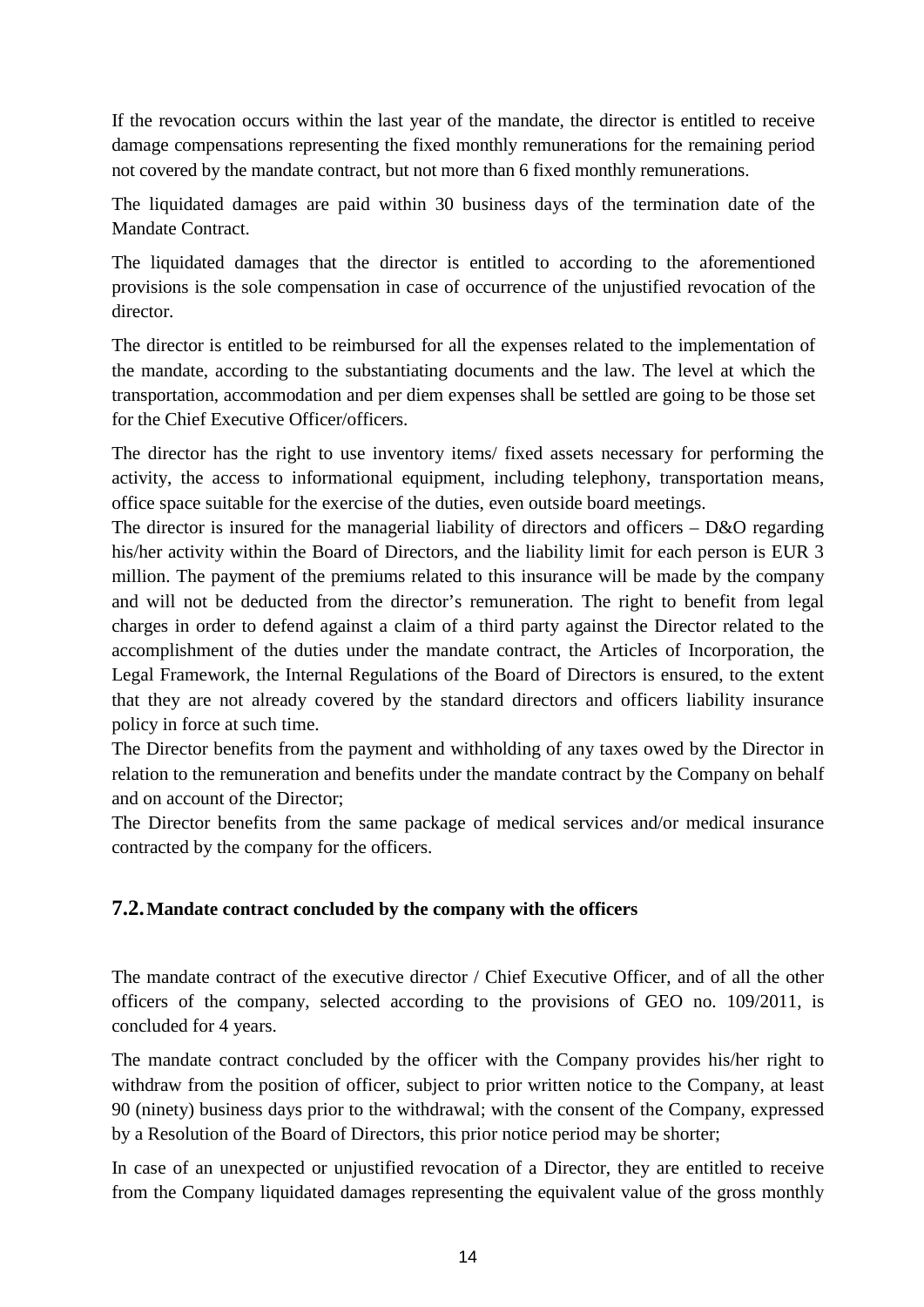If the revocation occurs within the last year of the mandate, the director is entitled to receive damage compensations representing the fixed monthly remunerations for the remaining period not covered by the mandate contract, but not more than 6 fixed monthly remunerations.

The liquidated damages are paid within 30 business days of the termination date of the Mandate Contract.

The liquidated damages that the director is entitled to according to the aforementioned provisions is the sole compensation in case of occurrence of the unjustified revocation of the director.

The director is entitled to be reimbursed for all the expenses related to the implementation of the mandate, according to the substantiating documents and the law. The level at which the transportation, accommodation and per diem expenses shall be settled are going to be those set for the Chief Executive Officer/officers.

The director has the right to use inventory items/ fixed assets necessary for performing the activity, the access to informational equipment, including telephony, transportation means, office space suitable for the exercise of the duties, even outside board meetings.

The director is insured for the managerial liability of directors and officers – D&O regarding his/her activity within the Board of Directors, and the liability limit for each person is EUR 3 million. The payment of the premiums related to this insurance will be made by the company and will not be deducted from the director's remuneration. The right to benefit from legal charges in order to defend against a claim of a third party against the Director related to the accomplishment of the duties under the mandate contract, the Articles of Incorporation, the Legal Framework, the Internal Regulations of the Board of Directors is ensured, to the extent that they are not already covered by the standard directors and officers liability insurance policy in force at such time.

The Director benefits from the payment and withholding of any taxes owed by the Director in relation to the remuneration and benefits under the mandate contract by the Company on behalf and on account of the Director;

The Director benefits from the same package of medical services and/or medical insurance contracted by the company for the officers.

## 7.2. Mandate contract concluded by the company with the officers

The mandate contract of the executive director / Chief Executive Officer, and of all the other officers of the company, selected according to the provisions of GEO no. 109/2011, is concluded for 4 years.

The mandate contract concluded by the officer with the Company provides his/her right to withdraw from the position of officer, subject to prior written notice to the Company, at least 90 (ninety) business days prior to the withdrawal; with the consent of the Company, expressed by a Resolution of the Board of Directors, this prior notice period may be shorter;

In case of an unexpected or unjustified revocation of a Director, they are entitled to receive from the Company liquidated damages representing the equivalent value of the gross monthly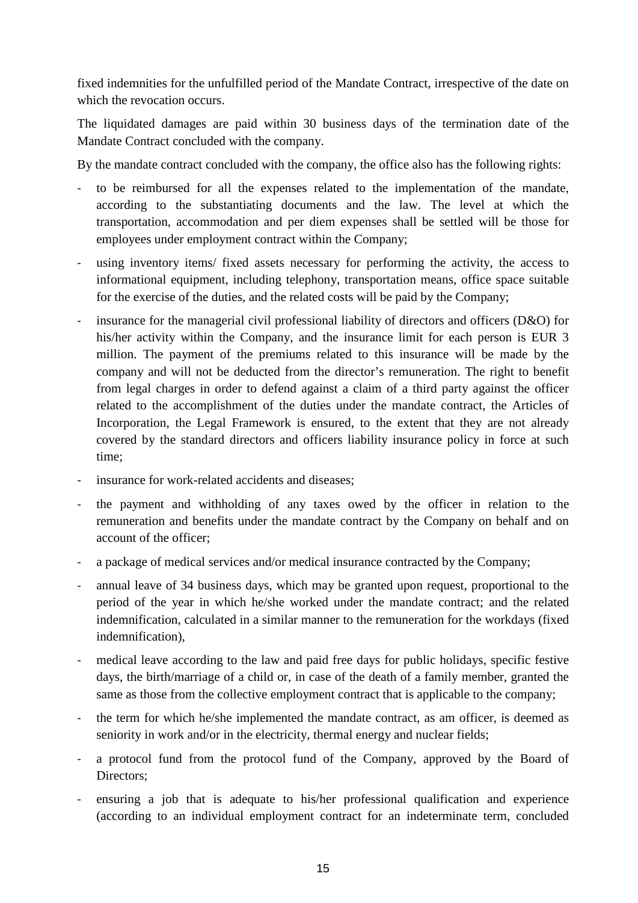fixed indemnities for the unfulfilled period of the Mandate Contract, irrespective of the date on which the revocation occurs.

The liquidated damages are paid within 30 business days of the termination date of the Mandate Contract concluded with the company.

By the mandate contract concluded with the company, the office also has the following rights:

- to be reimbursed for all the expenses related to the implementation of the mandate, according to the substantiating documents and the law. The level at which the transportation, accommodation and per diem expenses shall be settled will be those for employees under employment contract within the Company;
- using inventory items/ fixed assets necessary for performing the activity, the access to informational equipment, including telephony, transportation means, office space suitable for the exercise of the duties, and the related costs will be paid by the Company;
- insurance for the managerial civil professional liability of directors and officers (D&O) for his/her activity within the Company, and the insurance limit for each person is EUR 3 million. The payment of the premiums related to this insurance will be made by the company and will not be deducted from the director's remuneration. The right to benefit from legal charges in order to defend against a claim of a third party against the officer related to the accomplishment of the duties under the mandate contract, the Articles of Incorporation, the Legal Framework is ensured, to the extent that they are not already covered by the standard directors and officers liability insurance policy in force at such time;
- insurance for work-related accidents and diseases;
- the payment and withholding of any taxes owed by the officer in relation to the remuneration and benefits under the mandate contract by the Company on behalf and on account of the officer;
- a package of medical services and/or medical insurance contracted by the Company;
- annual leave of 34 business days, which may be granted upon request, proportional to the period of the year in which he/she worked under the mandate contract; and the related indemnification, calculated in a similar manner to the remuneration for the workdays (fixed indemnification),
- medical leave according to the law and paid free days for public holidays, specific festive days, the birth/marriage of a child or, in case of the death of a family member, granted the same as those from the collective employment contract that is applicable to the company;
- the term for which he/she implemented the mandate contract, as am officer, is deemed as seniority in work and/or in the electricity, thermal energy and nuclear fields;
- a protocol fund from the protocol fund of the Company, approved by the Board of Directors;
- ensuring a job that is adequate to his/her professional qualification and experience (according to an individual employment contract for an indeterminate term, concluded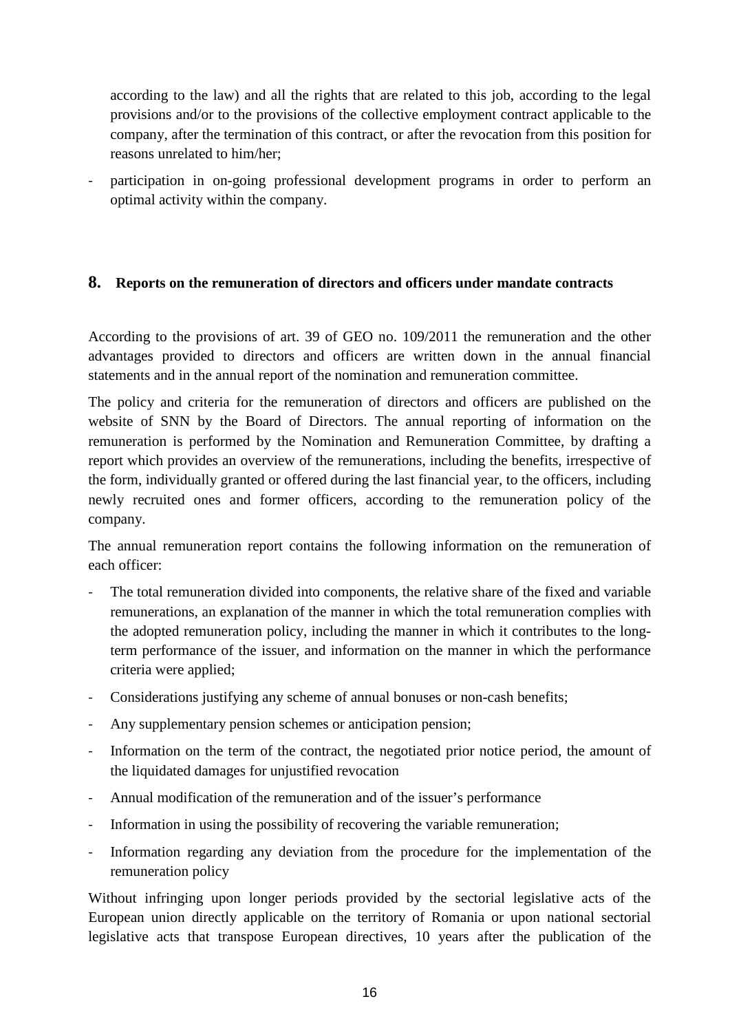according to the law) and all the rights that are related to this job, according to the legal provisions and/or to the provisions of the collective employment contract applicable to the company, after the termination of this contract, or after the revocation from this position for reasons unrelated to him/her;

- participation in on-going professional development programs in order to perform an optimal activity within the company.

## 8. Reports on the remuneration of directors and officers under mandate contracts

According to the provisions of art. 39 of GEO no. 109/2011 the remuneration and the other advantages provided to directors and officers are written down in the annual financial statements and in the annual report of the nomination and remuneration committee.

The policy and criteria for the remuneration of directors and officers are published on the website of SNN by the Board of Directors. The annual reporting of information on the remuneration is performed by the Nomination and Remuneration Committee, by drafting a report which provides an overview of the remunerations, including the benefits, irrespective of the form, individually granted or offered during the last financial year, to the officers, including newly recruited ones and former officers, according to the remuneration policy of the company.

The annual remuneration report contains the following information on the remuneration of each officer:

- The total remuneration divided into components, the relative share of the fixed and variable remunerations, an explanation of the manner in which the total remuneration complies with the adopted remuneration policy, including the manner in which it contributes to the long-term performance of the issuer, and information on the manner in which the performance criteria were applied;
- Considerations justifying any scheme of annual bonuses or non-cash benefits;
- Any supplementary pension schemes or anticipation pension;
- Information on the term of the contract, the negotiated prior notice period, the amount of the liquidated damages for unjustified revocation
- Annual modification of the remuneration and of the issuer's performance
- Information in using the possibility of recovering the variable remuneration;
- Information regarding any deviation from the procedure for the implementation of the remuneration policy

Without infringing upon longer periods provided by the sectorial legislative acts of the European union directly applicable on the territory of Romania or upon national sectorial legislative acts that transpose European directives, 10 years after the publication of the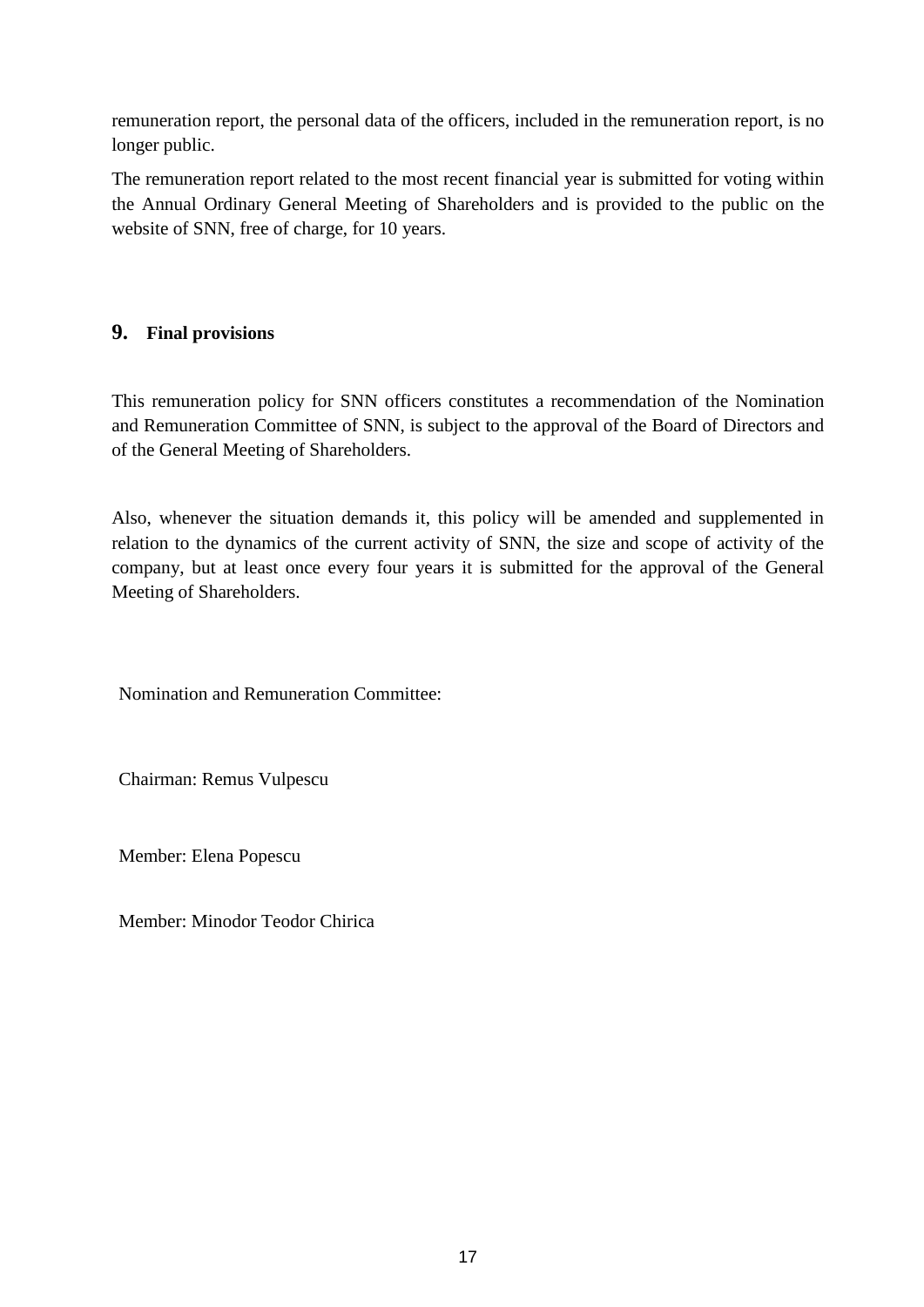remuneration report, the personal data of the officers, included in the remuneration report, is no longer public.

The remuneration report related to the most recent financial year is submitted for voting within the Annual Ordinary General Meeting of Shareholders and is provided to the public on the website of SNN, free of charge, for 10 years.

## 9. Final provisions

This remuneration policy for SNN officers constitutes a recommendation of the Nomination and Remuneration Committee of SNN, is subject to the approval of the Board of Directors and of the General Meeting of Shareholders.

Also, whenever the situation demands it, this policy will be amended and supplemented in relation to the dynamics of the current activity of SNN, the size and scope of activity of the company, but at least once every four years it is submitted for the approval of the General Meeting of Shareholders.

Nomination and Remuneration Committee:

Chairman: Remus Vulpescu

Member: Elena Popescu

Member: Minodor Teodor Chirica